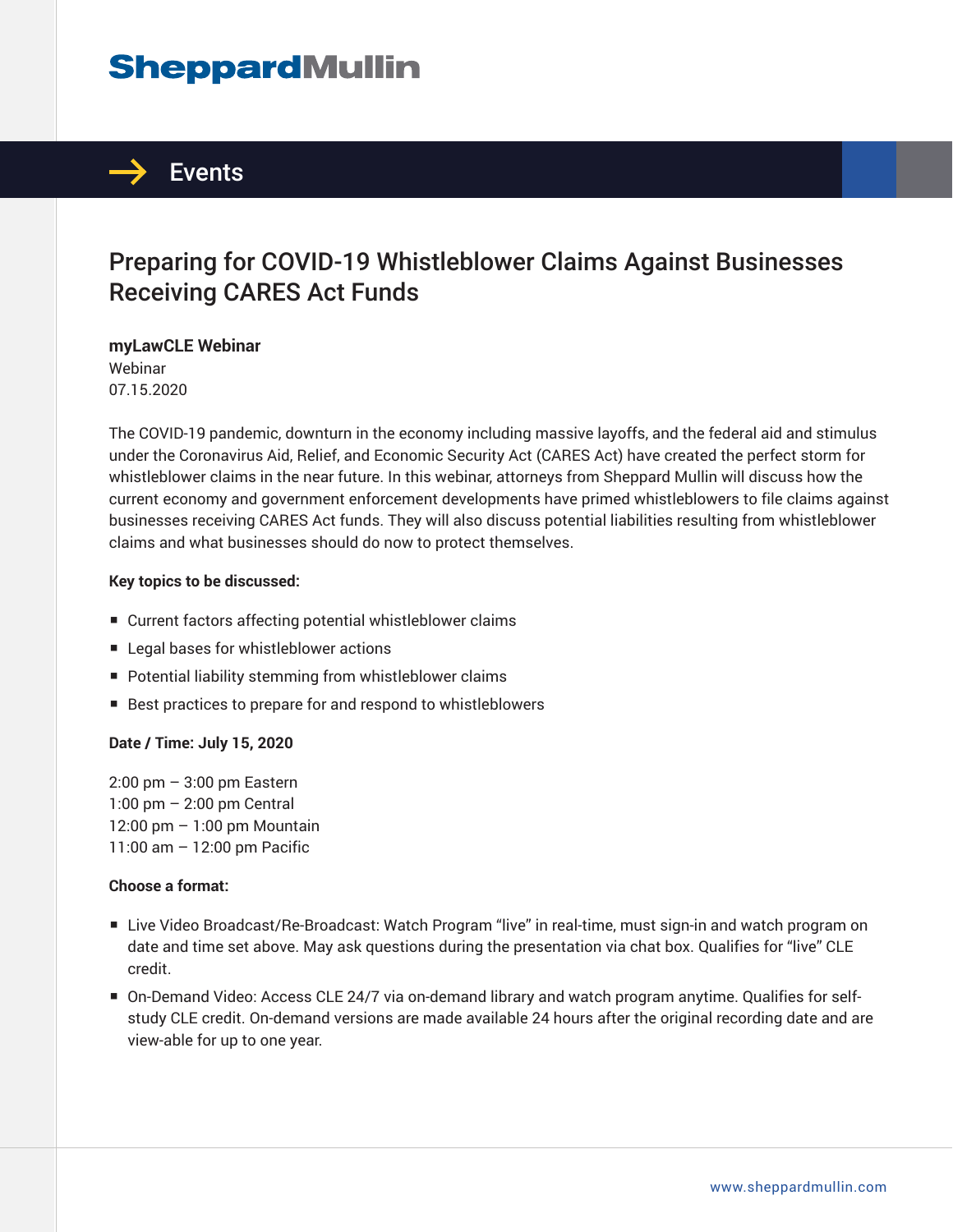# SheppardMullin

## Events

# Preparing for COVID-19 Whistleblower Claims Against Businesses Receiving CARES Act Funds

**myLawCLE Webinar**
Webinar
07.15.2020

The COVID-19 pandemic, downturn in the economy including massive layoffs, and the federal aid and stimulus under the Coronavirus Aid, Relief, and Economic Security Act (CARES Act) have created the perfect storm for whistleblower claims in the near future. In this webinar, attorneys from Sheppard Mullin will discuss how the current economy and government enforcement developments have primed whistleblowers to file claims against businesses receiving CARES Act funds. They will also discuss potential liabilities resulting from whistleblower claims and what businesses should do now to protect themselves.

**Key topics to be discussed:**

- Current factors affecting potential whistleblower claims
- Legal bases for whistleblower actions
- Potential liability stemming from whistleblower claims
- Best practices to prepare for and respond to whistleblowers

**Date / Time: July 15, 2020**

2:00 pm – 3:00 pm Eastern
1:00 pm – 2:00 pm Central
12:00 pm – 1:00 pm Mountain
11:00 am – 12:00 pm Pacific

**Choose a format:**

- Live Video Broadcast/Re-Broadcast: Watch Program "live" in real-time, must sign-in and watch program on date and time set above. May ask questions during the presentation via chat box. Qualifies for "live" CLE credit.
- On-Demand Video: Access CLE 24/7 via on-demand library and watch program anytime. Qualifies for self-study CLE credit. On-demand versions are made available 24 hours after the original recording date and are view-able for up to one year.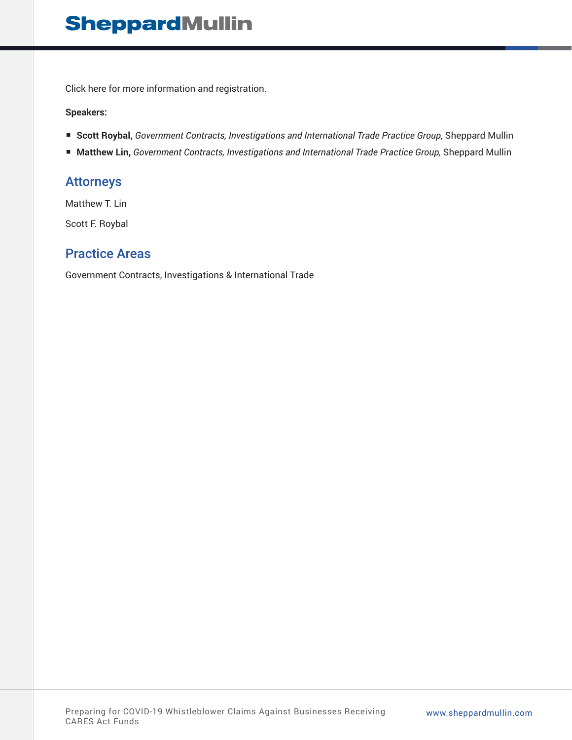Click here for more information and registration.

**Speakers:**

- **Scott Roybal,** *Government Contracts, Investigations and International Trade Practice Group*, Sheppard Mullin
- **Matthew Lin,** *Government Contracts, Investigations and International Trade Practice Group,* Sheppard Mullin

## Attorneys

Matthew T. Lin

Scott F. Roybal

## Practice Areas

Government Contracts, Investigations & International Trade